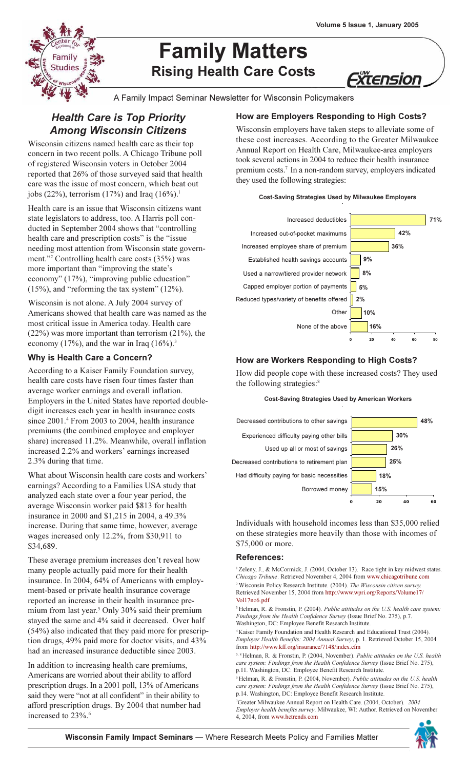# Family Matters

## Rising Health Care Costs

A Family Impact Seminar Newsletter for Wisconsin Policymakers

Volume 5 Issue 1, January 2005

## Health Care is Top Priority Among Wisconsin Citizens

Wisconsin citizens named health care as their top concern in two recent polls. A Chicago Tribune poll of registered Wisconsin voters in October 2004 reported that 26% of those surveyed said that health care was the issue of most concern, which beat out jobs (22%), terrorism (17%) and Iraq (16%).[1]

Health care is an issue that Wisconsin citizens want state legislators to address, too. A Harris poll conducted in September 2004 shows that "controlling health care and prescription costs" is the "issue needing most attention from Wisconsin state government."[2] Controlling health care costs (35%) was more important than "improving the state's economy" (17%), "improving public education" (15%), and "reforming the tax system" (12%).

Wisconsin is not alone. A July 2004 survey of Americans showed that health care was named as the most critical issue in America today. Health care (22%) was more important than terrorism (21%), the economy (17%), and the war in Iraq (16%).[3]

### Why is Health Care a Concern?

According to a Kaiser Family Foundation survey, health care costs have risen four times faster than average worker earnings and overall inflation. Employers in the United States have reported double-digit increases each year in health insurance costs since 2001.[4] From 2003 to 2004, health insurance premiums (the combined employee and employer share) increased 11.2%. Meanwhile, overall inflation increased 2.2% and workers' earnings increased 2.3% during that time.

What about Wisconsin health care costs and workers' earnings? According to a Families USA study that analyzed each state over a four year period, the average Wisconsin worker paid $813 for health insurance in 2000 and $1,215 in 2004, a 49.3% increase. During that same time, however, average wages increased only 12.2%, from $30,911 to $34,689.

These average premium increases don't reveal how many people actually paid more for their health insurance. In 2004, 64% of Americans with employment-based or private health insurance coverage reported an increase in their health insurance premium from last year.[5] Only 30% said their premium stayed the same and 4% said it decreased. Over half (54%) also indicated that they paid more for prescription drugs, 49% paid more for doctor visits, and 43% had an increased insurance deductible since 2003.

In addition to increasing health care premiums, Americans are worried about their ability to afford prescription drugs. In a 2001 poll, 13% of Americans said they were "not at all confident" in their ability to afford prescription drugs. By 2004 that number had increased to 23%.[6]

### How are Employers Responding to High Costs?

Wisconsin employers have taken steps to alleviate some of these cost increases. According to the Greater Milwaukee Annual Report on Health Care, Milwaukee-area employers took several actions in 2004 to reduce their health insurance premium costs.[7] In a non-random survey, employers indicated they used the following strategies:

**Cost-Saving Strategies Used by Milwaukee Employers**

| Strategy | Percent |
|---|---|
| Increased deductibles | 71% |
| Increased out-of-pocket maximums | 42% |
| Increased employee share of premium | 36% |
| Established health savings accounts | 9% |
| Used a narrow/tiered provider network | 8% |
| Capped employer portion of payments | 5% |
| Reduced types/variety of benefits offered | 2% |
| Other | 10% |
| None of the above | 16% |

### How are Workers Responding to High Costs?

How did people cope with these increased costs? They used the following strategies:[8]

**Cost-Saving Strategies Used by American Workers**

| Strategy | Percent |
|---|---|
| Decreased contributions to other savings | 48% |
| Experienced difficulty paying other bills | 30% |
| Used up all or most of savings | 26% |
| Decreased contributions to retirement plan | 25% |
| Had difficulty paying for basic necessities | 18% |
| Borrowed money | 15% |

Individuals with household incomes less than $35,000 relied on these strategies more heavily than those with incomes of $75,000 or more.

### References:

[1] Zeleny, J., & McCormick, J. (2004, October 13). Race tight in key midwest states. *Chicago Tribune*. Retrieved November 4, 2004 from www.chicagotribune.com

[2] Wisconsin Policy Research Institute. (2004). *The Wisconsin citizen survey.* Retrieved November 15, 2004 from http://www.wpri.org/Reports/Volume17/Vol17no6.pdf

[3] Helman, R. & Fronstin, P. (2004). *Public attitudes on the U.S. health care system: Findings from the Health Confidence Survey* (Issue Brief No. 275), p.7. Washington, DC: Employee Benefit Research Institute.

[4] Kaiser Family Foundation and Health Research and Educational Trust (2004). *Employer Health Benefits: 2004 Annual Survey*, p. 1. Retrieved October 15, 2004 from http://www.kff.org/insurance/7148/index.cfm

[5, 8] Helman, R. & Fronstin, P. (2004, November). *Public attitudes on the U.S. health care system: Findings from the Health Confidence Survey* (Issue Brief No. 275), p.11. Washington, DC: Employee Benefit Research Institute.

[6] Helman, R. & Fronstin, P. (2004, November). *Public attitudes on the U.S. health care system: Findings from the Health Confidence Survey* (Issue Brief No. 275), p.14. Washington, DC: Employee Benefit Research Institute.

[7] Greater Milwaukee Annual Report on Health Care. (2004, October). *2004 Employer health benefits survey*. Milwaukee, WI: Author. Retrieved on November 4, 2004, from www.hctrends.com

**Wisconsin Family Impact Seminars** — Where Research Meets Policy and Families Matter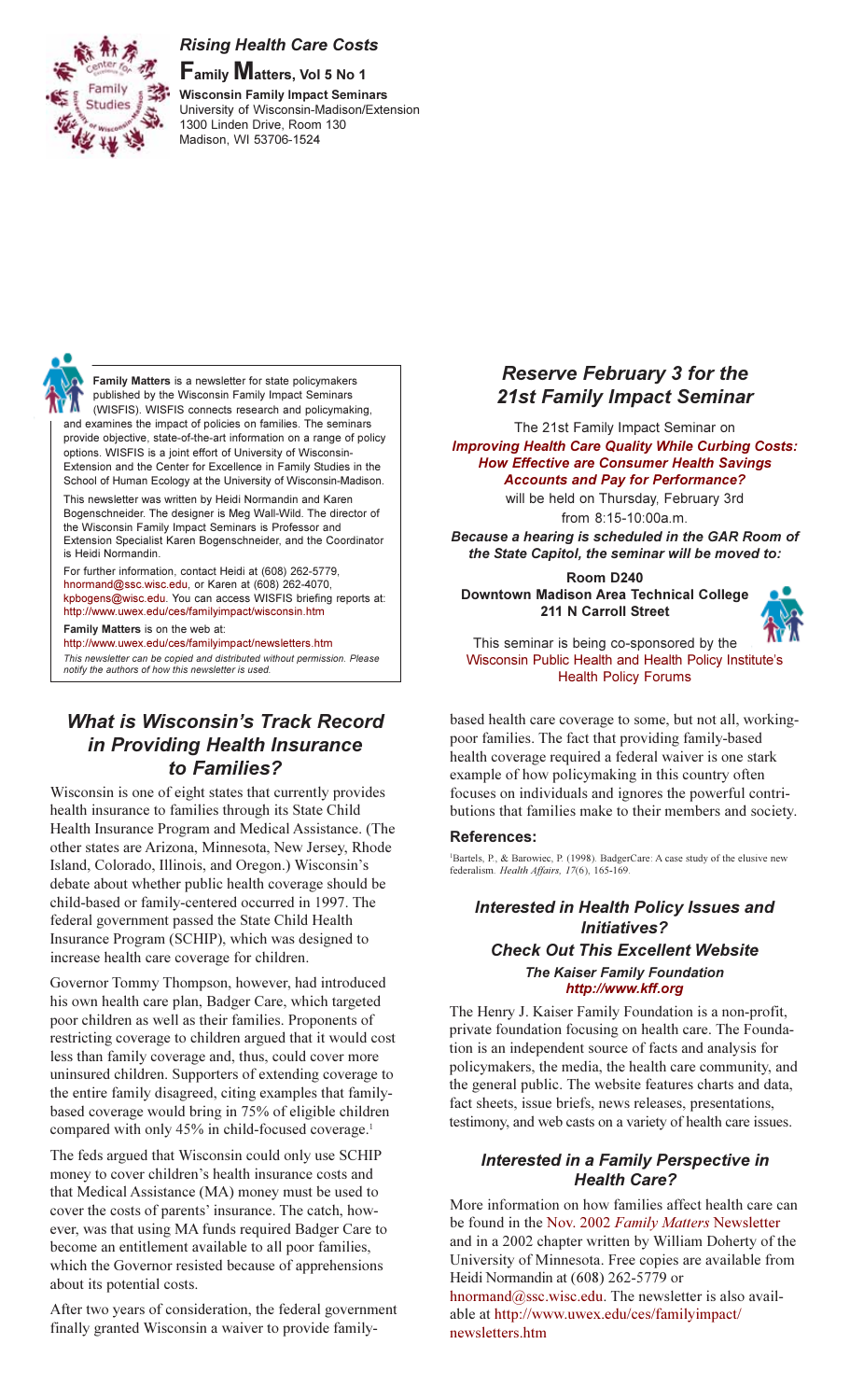*Rising Health Care Costs*

**Family Matters, Vol 5 No 1**

**Wisconsin Family Impact Seminars**
University of Wisconsin-Madison/Extension
1300 Linden Drive, Room 130
Madison, WI 53706-1524

**Family Matters** is a newsletter for state policymakers published by the Wisconsin Family Impact Seminars (WISFIS). WISFIS connects research and policymaking, and examines the impact of policies on families. The seminars provide objective, state-of-the-art information on a range of policy options. WISFIS is a joint effort of University of Wisconsin-Extension and the Center for Excellence in Family Studies in the School of Human Ecology at the University of Wisconsin-Madison.

This newsletter was written by Heidi Normandin and Karen Bogenschneider. The designer is Meg Wall-Wild. The director of the Wisconsin Family Impact Seminars is Professor and Extension Specialist Karen Bogenschneider, and the Coordinator is Heidi Normandin.

For further information, contact Heidi at (608) 262-5779, hnormand@ssc.wisc.edu, or Karen at (608) 262-4070, kpbogens@wisc.edu. You can access WISFIS briefing reports at: http://www.uwex.edu/ces/familyimpact/wisconsin.htm

**Family Matters** is on the web at:
http://www.uwex.edu/ces/familyimpact/newsletters.htm

*This newsletter can be copied and distributed without permission. Please notify the authors of how this newsletter is used.*

## What is Wisconsin's Track Record in Providing Health Insurance to Families?

Wisconsin is one of eight states that currently provides health insurance to families through its State Child Health Insurance Program and Medical Assistance. (The other states are Arizona, Minnesota, New Jersey, Rhode Island, Colorado, Illinois, and Oregon.) Wisconsin's debate about whether public health coverage should be child-based or family-centered occurred in 1997. The federal government passed the State Child Health Insurance Program (SCHIP), which was designed to increase health care coverage for children.

Governor Tommy Thompson, however, had introduced his own health care plan, Badger Care, which targeted poor children as well as their families. Proponents of restricting coverage to children argued that it would cost less than family coverage and, thus, could cover more uninsured children. Supporters of extending coverage to the entire family disagreed, citing examples that family-based coverage would bring in 75% of eligible children compared with only 45% in child-focused coverage.[1]

The feds argued that Wisconsin could only use SCHIP money to cover children's health insurance costs and that Medical Assistance (MA) money must be used to cover the costs of parents' insurance. The catch, however, was that using MA funds required Badger Care to become an entitlement available to all poor families, which the Governor resisted because of apprehensions about its potential costs.

After two years of consideration, the federal government finally granted Wisconsin a waiver to provide family-based health care coverage to some, but not all, working-poor families. The fact that providing family-based health coverage required a federal waiver is one stark example of how policymaking in this country often focuses on individuals and ignores the powerful contributions that families make to their members and society.

### References:

[1] Bartels, P., & Barowiec, P. (1998). BadgerCare: A case study of the elusive new federalism. *Health Affairs, 17*(6), 165-169.

## Reserve February 3 for the 21st Family Impact Seminar

The 21st Family Impact Seminar on
***Improving Health Care Quality While Curbing Costs: How Effective are Consumer Health Savings Accounts and Pay for Performance?***
will be held on Thursday, February 3rd
from 8:15-10:00a.m.

***Because a hearing is scheduled in the GAR Room of the State Capitol, the seminar will be moved to:***

**Room D240**
**Downtown Madison Area Technical College**
**211 N Carroll Street**

This seminar is being co-sponsored by the Wisconsin Public Health and Health Policy Institute's Health Policy Forums

## Interested in Health Policy Issues and Initiatives? Check Out This Excellent Website

***The Kaiser Family Foundation***
***http://www.kff.org***

The Henry J. Kaiser Family Foundation is a non-profit, private foundation focusing on health care. The Foundation is an independent source of facts and analysis for policymakers, the media, the health care community, and the general public. The website features charts and data, fact sheets, issue briefs, news releases, presentations, testimony, and web casts on a variety of health care issues.

## Interested in a Family Perspective in Health Care?

More information on how families affect health care can be found in the Nov. 2002 *Family Matters* Newsletter and in a 2002 chapter written by William Doherty of the University of Minnesota. Free copies are available from Heidi Normandin at (608) 262-5779 or hnormand@ssc.wisc.edu. The newsletter is also available at http://www.uwex.edu/ces/familyimpact/newsletters.htm